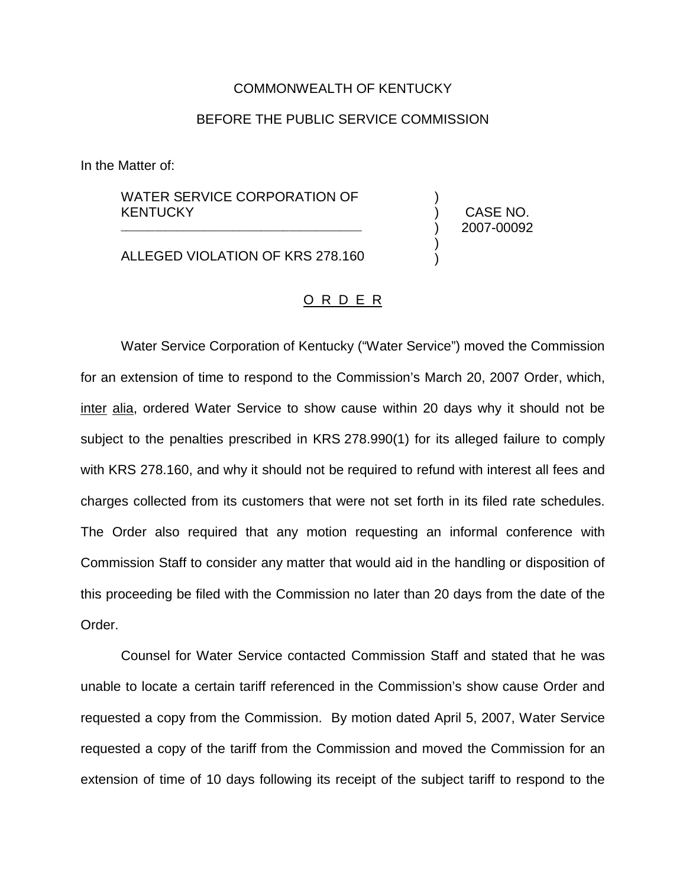COMMONWEALTH OF KENTUCKY

BEFORE THE PUBLIC SERVICE COMMISSION

In the Matter of:

| | | |
|---|---|---|
| WATER SERVICE CORPORATION OF KENTUCKY | ) | CASE NO. |
| | ) | 2007-00092 |
| ALLEGED VIOLATION OF KRS 278.160 | ) | |

O R D E R

Water Service Corporation of Kentucky ("Water Service") moved the Commission for an extension of time to respond to the Commission's March 20, 2007 Order, which, inter alia, ordered Water Service to show cause within 20 days why it should not be subject to the penalties prescribed in KRS 278.990(1) for its alleged failure to comply with KRS 278.160, and why it should not be required to refund with interest all fees and charges collected from its customers that were not set forth in its filed rate schedules. The Order also required that any motion requesting an informal conference with Commission Staff to consider any matter that would aid in the handling or disposition of this proceeding be filed with the Commission no later than 20 days from the date of the Order.

Counsel for Water Service contacted Commission Staff and stated that he was unable to locate a certain tariff referenced in the Commission's show cause Order and requested a copy from the Commission. By motion dated April 5, 2007, Water Service requested a copy of the tariff from the Commission and moved the Commission for an extension of time of 10 days following its receipt of the subject tariff to respond to the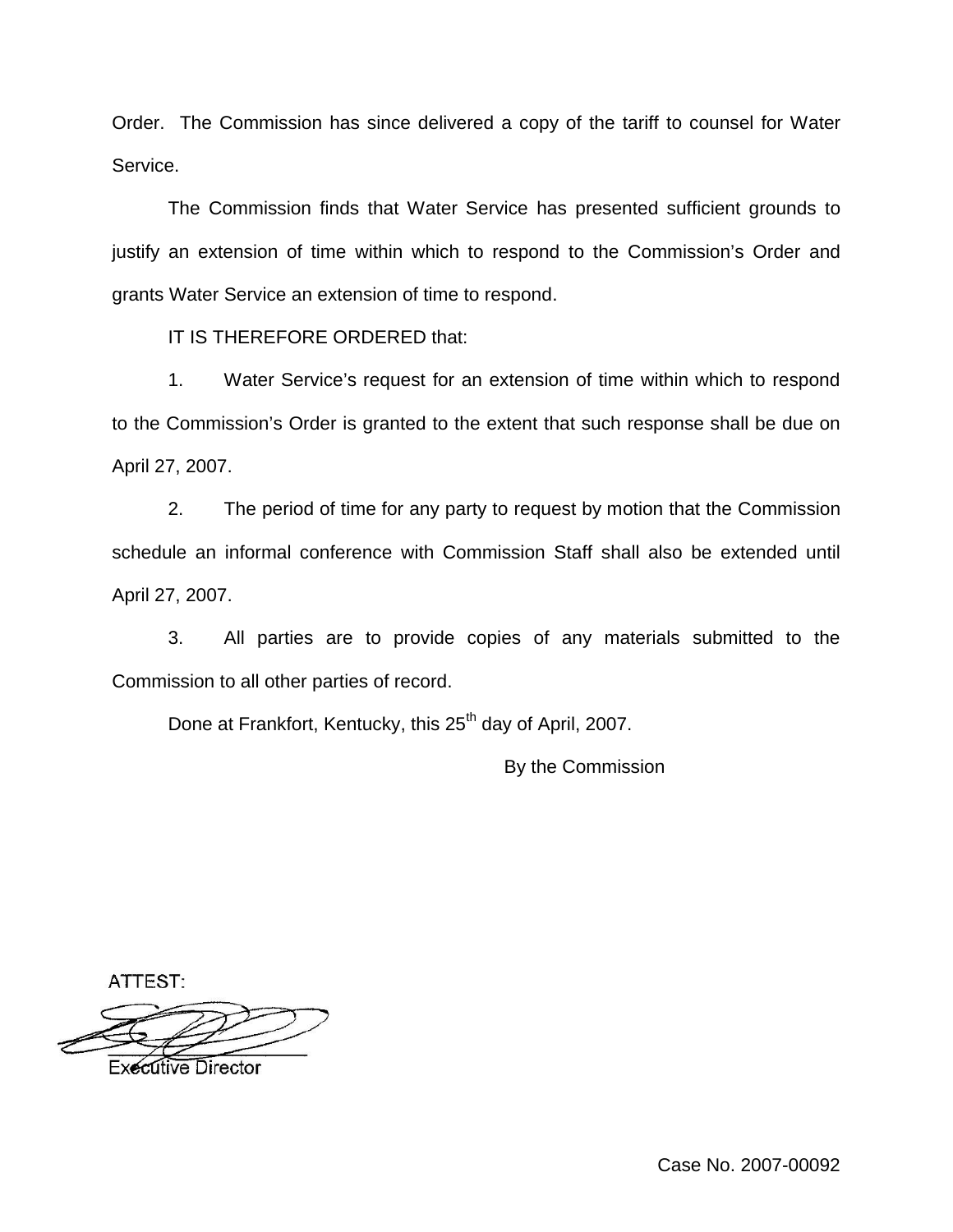Order. The Commission has since delivered a copy of the tariff to counsel for Water Service.

The Commission finds that Water Service has presented sufficient grounds to justify an extension of time within which to respond to the Commission's Order and grants Water Service an extension of time to respond.

IT IS THEREFORE ORDERED that:

1. Water Service's request for an extension of time within which to respond to the Commission's Order is granted to the extent that such response shall be due on April 27, 2007.

2. The period of time for any party to request by motion that the Commission schedule an informal conference with Commission Staff shall also be extended until April 27, 2007.

3. All parties are to provide copies of any materials submitted to the Commission to all other parties of record.

Done at Frankfort, Kentucky, this 25th day of April, 2007.

By the Commission

ATTEST:

Executive Director

Case No. 2007-00092